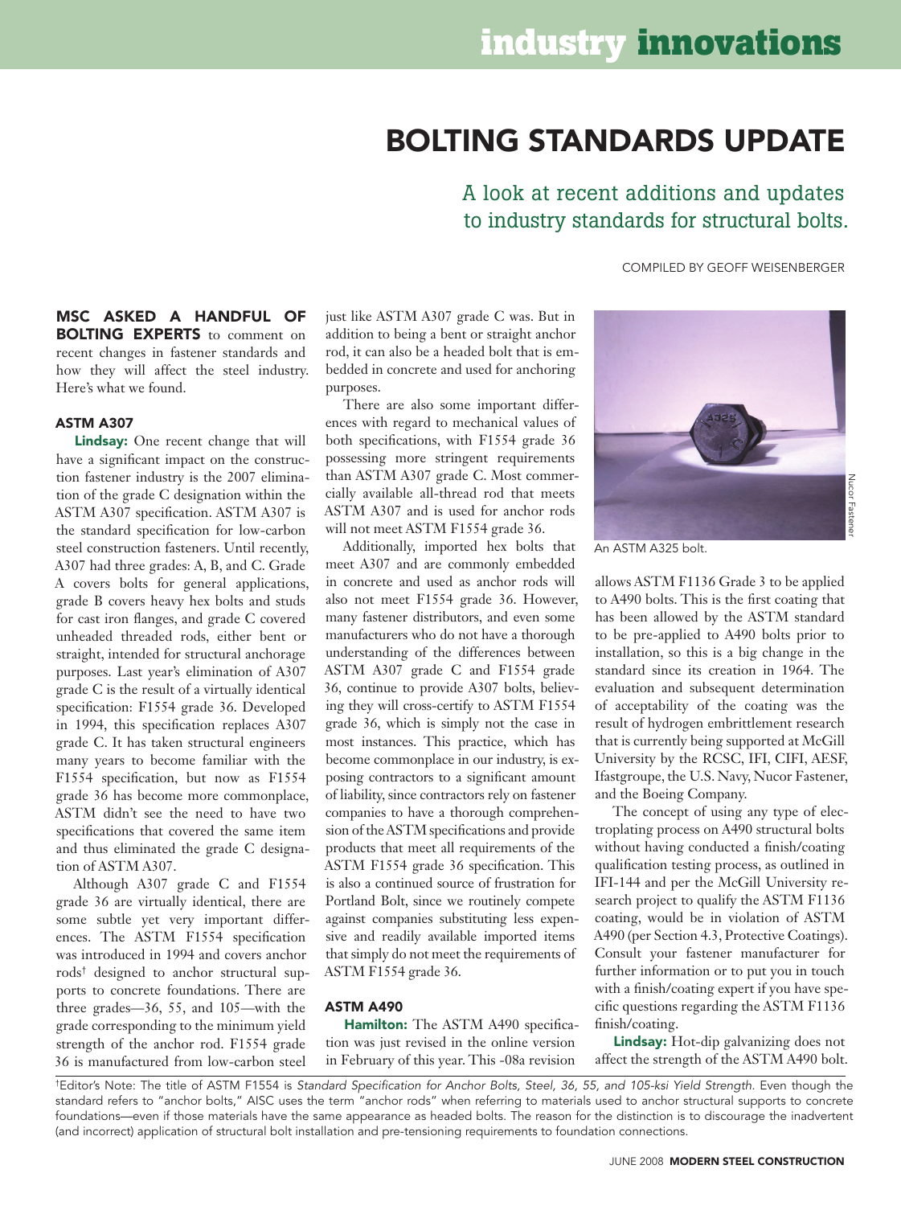# BOLTING STANDARDS UPDATE

## A look at recent additions and updates to industry standards for structural bolts.

COMPILED BY GEOFF WEISENBERGER

**MSC ASKED A HANDFUL OF BOLTING EXPERTS** to comment on recent changes in fastener standards and how they will affect the steel industry. Here's what we found.

### ASTM A307

**Lindsay:** One recent change that will have a significant impact on the construction fastener industry is the 2007 elimination of the grade C designation within the ASTM A307 specification. ASTM A307 is the standard specification for low-carbon steel construction fasteners. Until recently, A307 had three grades: A, B, and C. Grade A covers bolts for general applications, grade B covers heavy hex bolts and studs for cast iron flanges, and grade C covered unheaded threaded rods, either bent or straight, intended for structural anchorage purposes. Last year's elimination of A307 grade C is the result of a virtually identical specification: F1554 grade 36. Developed in 1994, this specification replaces A307 grade C. It has taken structural engineers many years to become familiar with the F1554 specification, but now as F1554 grade 36 has become more commonplace, ASTM didn't see the need to have two specifications that covered the same item and thus eliminated the grade C designation of ASTM A307.

Although A307 grade C and F1554 grade 36 are virtually identical, there are some subtle yet very important differences. The ASTM F1554 specification was introduced in 1994 and covers anchor rods† designed to anchor structural supports to concrete foundations. There are three grades—36, 55, and 105—with the grade corresponding to the minimum yield strength of the anchor rod. F1554 grade 36 is manufactured from low-carbon steel just like ASTM A307 grade C was. But in addition to being a bent or straight anchor rod, it can also be a headed bolt that is embedded in concrete and used for anchoring purposes.

There are also some important differences with regard to mechanical values of both specifications, with F1554 grade 36 possessing more stringent requirements than ASTM A307 grade C. Most commercially available all-thread rod that meets ASTM A307 and is used for anchor rods will not meet ASTM F1554 grade 36.

Additionally, imported hex bolts that meet A307 and are commonly embedded in concrete and used as anchor rods will also not meet F1554 grade 36. However, many fastener distributors, and even some manufacturers who do not have a thorough understanding of the differences between ASTM A307 grade C and F1554 grade 36, continue to provide A307 bolts, believing they will cross-certify to ASTM F1554 grade 36, which is simply not the case in most instances. This practice, which has become commonplace in our industry, is exposing contractors to a significant amount of liability, since contractors rely on fastener companies to have a thorough comprehension of the ASTM specifications and provide products that meet all requirements of the ASTM F1554 grade 36 specification. This is also a continued source of frustration for Portland Bolt, since we routinely compete against companies substituting less expensive and readily available imported items that simply do not meet the requirements of ASTM F1554 grade 36.

### ASTM A490

**Hamilton:** The ASTM A490 specification was just revised in the online version in February of this year. This -08a revision allows ASTM F1136 Grade 3 to be applied to A490 bolts. This is the first coating that has been allowed by the ASTM standard to be pre-applied to A490 bolts prior to installation, so this is a big change in the standard since its creation in 1964. The evaluation and subsequent determination of acceptability of the coating was the result of hydrogen embrittlement research that is currently being supported at McGill University by the RCSC, IFI, CIFI, AESF, Ifastgroupe, the U.S. Navy, Nucor Fastener, and the Boeing Company.

The concept of using any type of electroplating process on A490 structural bolts without having conducted a finish/coating qualification testing process, as outlined in IFI-144 and per the McGill University research project to qualify the ASTM F1136 coating, would be in violation of ASTM A490 (per Section 4.3, Protective Coatings). Consult your fastener manufacturer for further information or to put you in touch with a finish/coating expert if you have specific questions regarding the ASTM F1136 finish/coating.

**Lindsay:** Hot-dip galvanizing does not affect the strength of the ASTM A490 bolt.

An ASTM A325 bolt.

†Editor's Note: The title of ASTM F1554 is *Standard Specification for Anchor Bolts, Steel, 36, 55, and 105-ksi Yield Strength*. Even though the standard refers to "anchor bolts," AISC uses the term "anchor rods" when referring to materials used to anchor structural supports to concrete foundations—even if those materials have the same appearance as headed bolts. The reason for the distinction is to discourage the inadvertent (and incorrect) application of structural bolt installation and pre-tensioning requirements to foundation connections.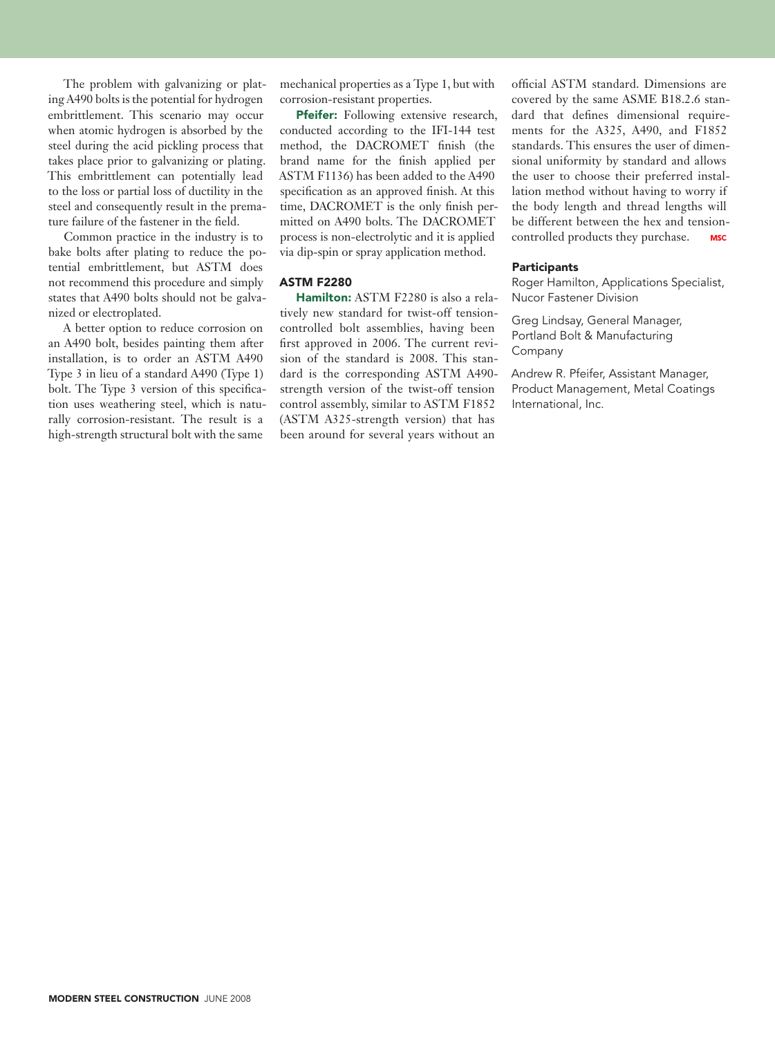The problem with galvanizing or plating A490 bolts is the potential for hydrogen embrittlement. This scenario may occur when atomic hydrogen is absorbed by the steel during the acid pickling process that takes place prior to galvanizing or plating. This embrittlement can potentially lead to the loss or partial loss of ductility in the steel and consequently result in the premature failure of the fastener in the field.

Common practice in the industry is to bake bolts after plating to reduce the potential embrittlement, but ASTM does not recommend this procedure and simply states that A490 bolts should not be galvanized or electroplated.

A better option to reduce corrosion on an A490 bolt, besides painting them after installation, is to order an ASTM A490 Type 3 in lieu of a standard A490 (Type 1) bolt. The Type 3 version of this specification uses weathering steel, which is naturally corrosion-resistant. The result is a high-strength structural bolt with the same mechanical properties as a Type 1, but with corrosion-resistant properties.

**Pfeifer:** Following extensive research, conducted according to the IFI-144 test method, the DACROMET finish (the brand name for the finish applied per ASTM F1136) has been added to the A490 specification as an approved finish. At this time, DACROMET is the only finish permitted on A490 bolts. The DACROMET process is non-electrolytic and it is applied via dip-spin or spray application method.

### ASTM F2280

**Hamilton:** ASTM F2280 is also a relatively new standard for twist-off tension-controlled bolt assemblies, having been first approved in 2006. The current revision of the standard is 2008. This standard is the corresponding ASTM A490-strength version of the twist-off tension control assembly, similar to ASTM F1852 (ASTM A325-strength version) that has been around for several years without an official ASTM standard. Dimensions are covered by the same ASME B18.2.6 standard that defines dimensional requirements for the A325, A490, and F1852 standards. This ensures the user of dimensional uniformity by standard and allows the user to choose their preferred installation method without having to worry if the body length and thread lengths will be different between the hex and tension-controlled products they purchase. MSC

### Participants

Roger Hamilton, Applications Specialist, Nucor Fastener Division

Greg Lindsay, General Manager, Portland Bolt & Manufacturing Company

Andrew R. Pfeifer, Assistant Manager, Product Management, Metal Coatings International, Inc.